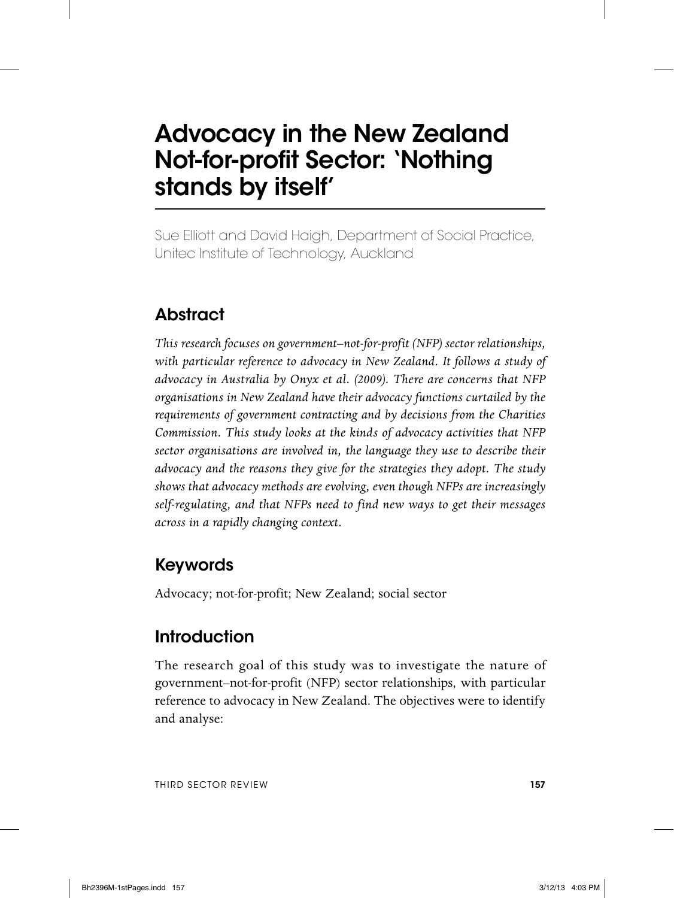# Advocacy in the New Zealand Not-for-profit Sector: 'Nothing stands by itself'

Sue Elliott and David Haigh, Department of Social Practice, Unitec Institute of Technology, Auckland

## Abstract

*This research focuses on government–not-for-profit (NFP) sector relationships, with particular reference to advocacy in New Zealand. It follows a study of advocacy in Australia by Onyx et al. (2009). There are concerns that NFP organisations in New Zealand have their advocacy functions curtailed by the requirements of government contracting and by decisions from the Charities Commission. This study looks at the kinds of advocacy activities that NFP sector organisations are involved in, the language they use to describe their advocacy and the reasons they give for the strategies they adopt. The study shows that advocacy methods are evolving, even though NFPs are increasingly self-regulating, and that NFPs need to find new ways to get their messages across in a rapidly changing context.*

## Keywords

Advocacy; not-for-profit; New Zealand; social sector

## Introduction

The research goal of this study was to investigate the nature of government–not-for-profit (NFP) sector relationships, with particular reference to advocacy in New Zealand. The objectives were to identify and analyse: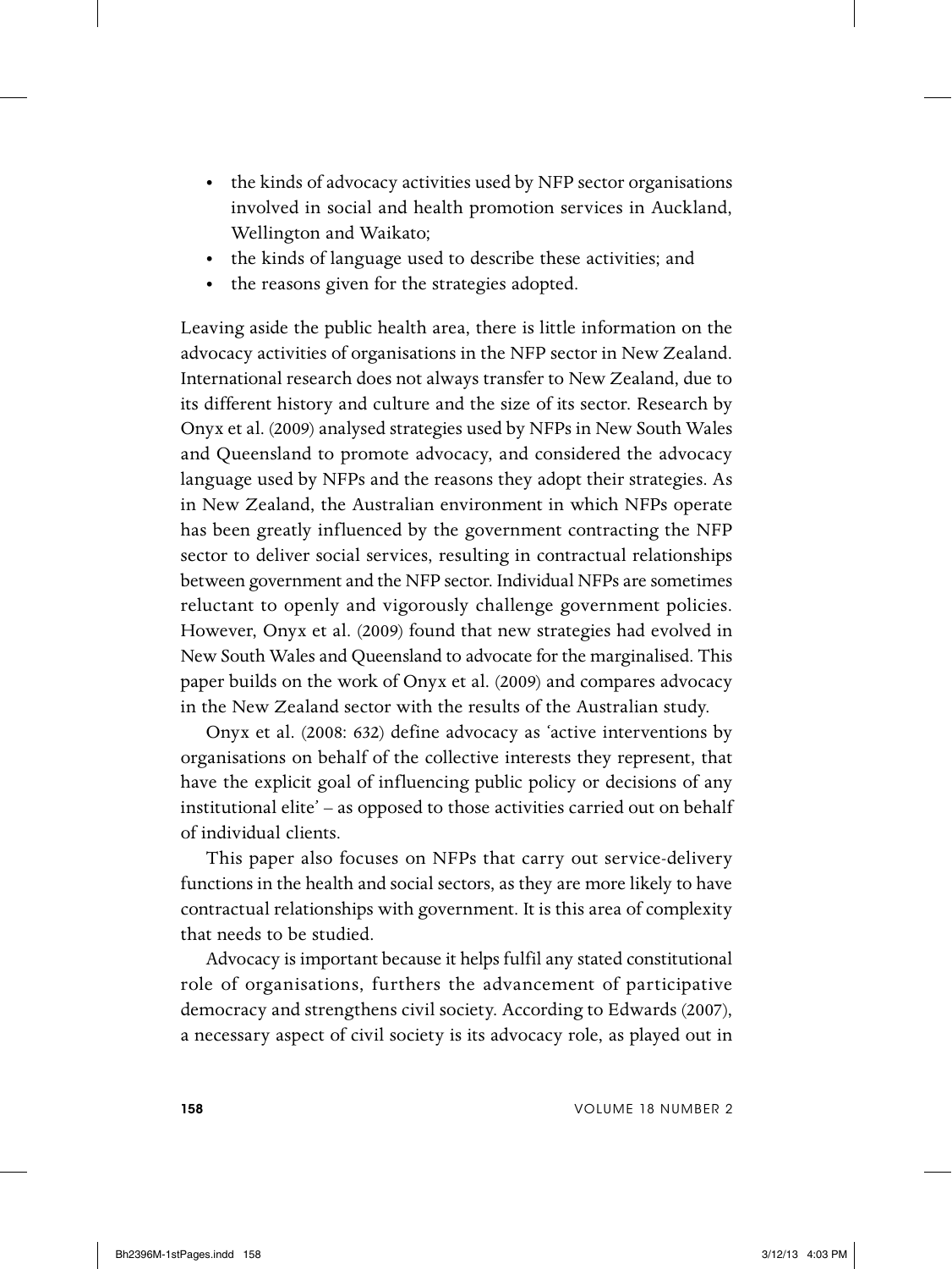- the kinds of advocacy activities used by NFP sector organisations involved in social and health promotion services in Auckland, Wellington and Waikato;
- the kinds of language used to describe these activities; and
- the reasons given for the strategies adopted.

Leaving aside the public health area, there is little information on the advocacy activities of organisations in the NFP sector in New Zealand. International research does not always transfer to New Zealand, due to its different history and culture and the size of its sector. Research by Onyx et al. (2009) analysed strategies used by NFPs in New South Wales and Queensland to promote advocacy, and considered the advocacy language used by NFPs and the reasons they adopt their strategies. As in New Zealand, the Australian environment in which NFPs operate has been greatly influenced by the government contracting the NFP sector to deliver social services, resulting in contractual relationships between government and the NFP sector. Individual NFPs are sometimes reluctant to openly and vigorously challenge government policies. However, Onyx et al. (2009) found that new strategies had evolved in New South Wales and Queensland to advocate for the marginalised. This paper builds on the work of Onyx et al. (2009) and compares advocacy in the New Zealand sector with the results of the Australian study.

Onyx et al. (2008: 632) define advocacy as 'active interventions by organisations on behalf of the collective interests they represent, that have the explicit goal of influencing public policy or decisions of any institutional elite' – as opposed to those activities carried out on behalf of individual clients.

This paper also focuses on NFPs that carry out service-delivery functions in the health and social sectors, as they are more likely to have contractual relationships with government. It is this area of complexity that needs to be studied.

Advocacy is important because it helps fulfil any stated constitutional role of organisations, furthers the advancement of participative democracy and strengthens civil society. According to Edwards (2007), a necessary aspect of civil society is its advocacy role, as played out in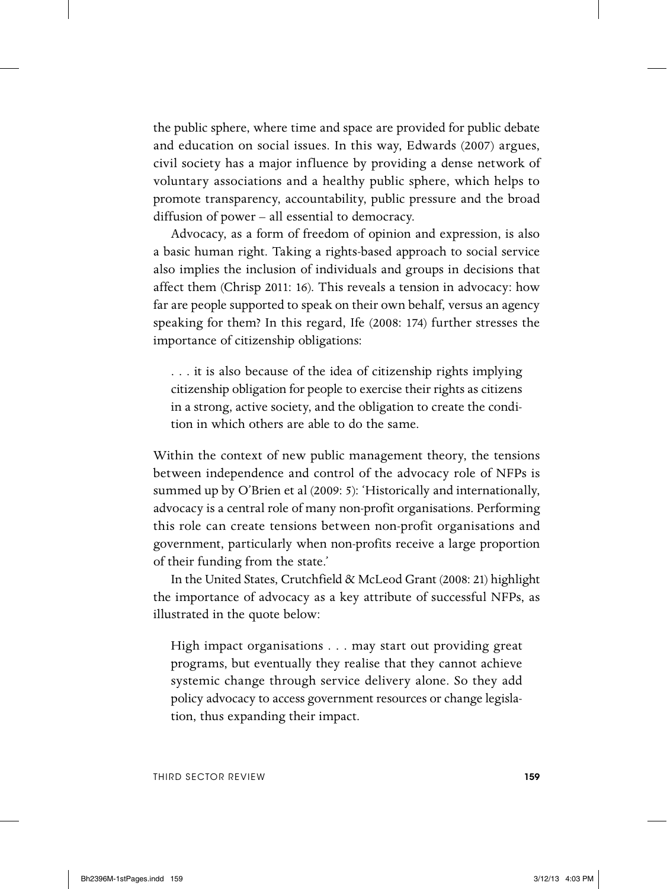the public sphere, where time and space are provided for public debate and education on social issues. In this way, Edwards (2007) argues, civil society has a major influence by providing a dense network of voluntary associations and a healthy public sphere, which helps to promote transparency, accountability, public pressure and the broad diffusion of power – all essential to democracy.

Advocacy, as a form of freedom of opinion and expression, is also a basic human right. Taking a rights-based approach to social service also implies the inclusion of individuals and groups in decisions that affect them (Chrisp 2011: 16). This reveals a tension in advocacy: how far are people supported to speak on their own behalf, versus an agency speaking for them? In this regard, Ife (2008: 174) further stresses the importance of citizenship obligations:

> . . . it is also because of the idea of citizenship rights implying citizenship obligation for people to exercise their rights as citizens in a strong, active society, and the obligation to create the condition in which others are able to do the same.

Within the context of new public management theory, the tensions between independence and control of the advocacy role of NFPs is summed up by O'Brien et al (2009: 5): 'Historically and internationally, advocacy is a central role of many non-profit organisations. Performing this role can create tensions between non-profit organisations and government, particularly when non-profits receive a large proportion of their funding from the state.'

In the United States, Crutchfield & McLeod Grant (2008: 21) highlight the importance of advocacy as a key attribute of successful NFPs, as illustrated in the quote below:

> High impact organisations . . . may start out providing great programs, but eventually they realise that they cannot achieve systemic change through service delivery alone. So they add policy advocacy to access government resources or change legislation, thus expanding their impact.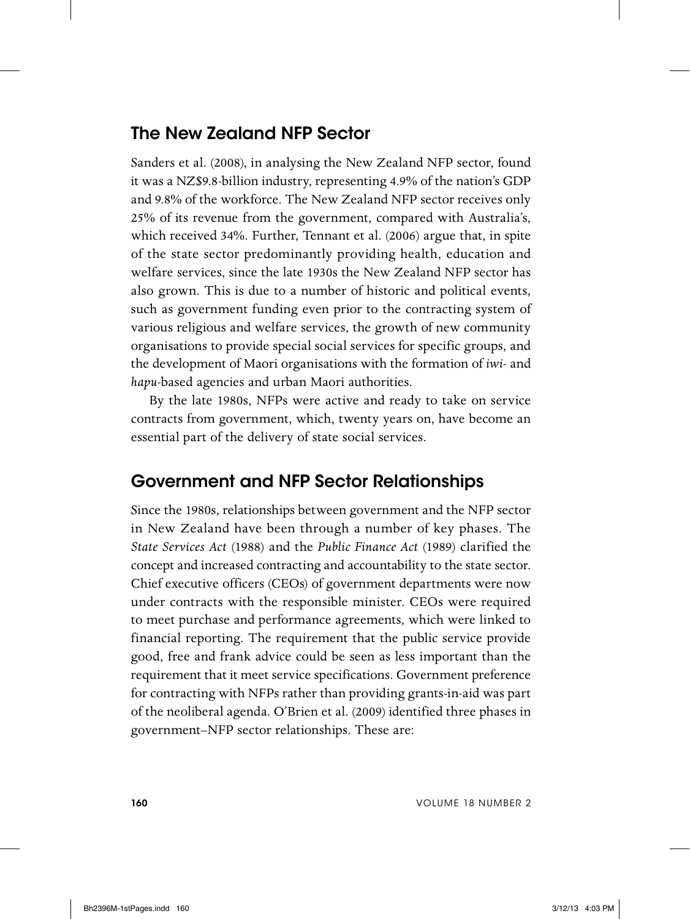## The New Zealand NFP Sector

Sanders et al. (2008), in analysing the New Zealand NFP sector, found it was a NZ$9.8-billion industry, representing 4.9% of the nation's GDP and 9.8% of the workforce. The New Zealand NFP sector receives only 25% of its revenue from the government, compared with Australia's, which received 34%. Further, Tennant et al. (2006) argue that, in spite of the state sector predominantly providing health, education and welfare services, since the late 1930s the New Zealand NFP sector has also grown. This is due to a number of historic and political events, such as government funding even prior to the contracting system of various religious and welfare services, the growth of new community organisations to provide special social services for specific groups, and the development of Maori organisations with the formation of *iwi*- and *hapu*-based agencies and urban Maori authorities.

By the late 1980s, NFPs were active and ready to take on service contracts from government, which, twenty years on, have become an essential part of the delivery of state social services.

## Government and NFP Sector Relationships

Since the 1980s, relationships between government and the NFP sector in New Zealand have been through a number of key phases. The *State Services Act* (1988) and the *Public Finance Act* (1989) clarified the concept and increased contracting and accountability to the state sector. Chief executive officers (CEOs) of government departments were now under contracts with the responsible minister. CEOs were required to meet purchase and performance agreements, which were linked to financial reporting. The requirement that the public service provide good, free and frank advice could be seen as less important than the requirement that it meet service specifications. Government preference for contracting with NFPs rather than providing grants-in-aid was part of the neoliberal agenda. O'Brien et al. (2009) identified three phases in government–NFP sector relationships. These are: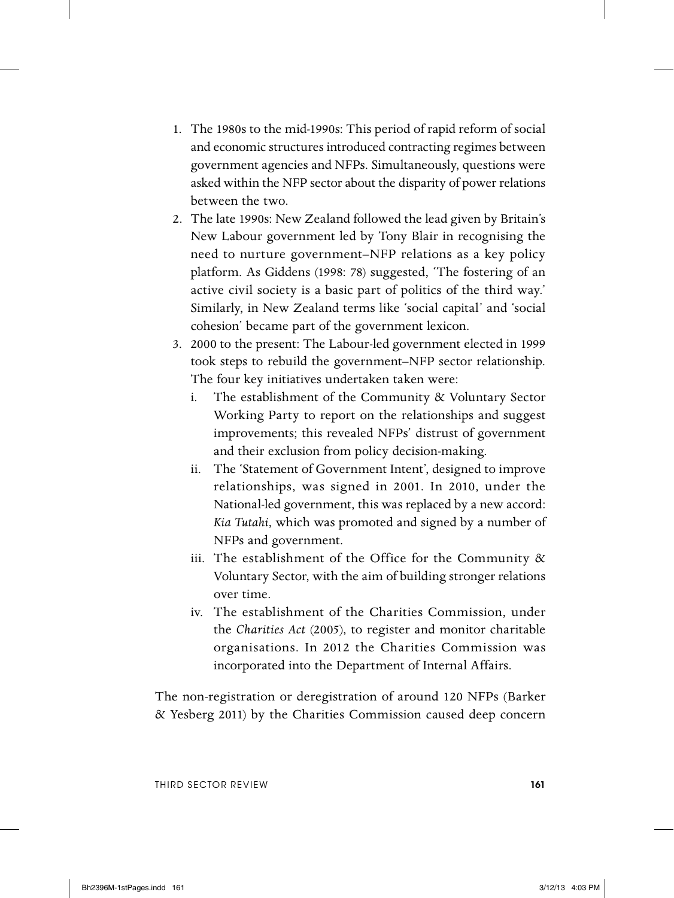1. The 1980s to the mid-1990s: This period of rapid reform of social and economic structures introduced contracting regimes between government agencies and NFPs. Simultaneously, questions were asked within the NFP sector about the disparity of power relations between the two.
2. The late 1990s: New Zealand followed the lead given by Britain's New Labour government led by Tony Blair in recognising the need to nurture government–NFP relations as a key policy platform. As Giddens (1998: 78) suggested, 'The fostering of an active civil society is a basic part of politics of the third way.' Similarly, in New Zealand terms like 'social capital' and 'social cohesion' became part of the government lexicon.
3. 2000 to the present: The Labour-led government elected in 1999 took steps to rebuild the government–NFP sector relationship. The four key initiatives undertaken taken were:
   i. The establishment of the Community & Voluntary Sector Working Party to report on the relationships and suggest improvements; this revealed NFPs' distrust of government and their exclusion from policy decision-making.
   ii. The 'Statement of Government Intent', designed to improve relationships, was signed in 2001. In 2010, under the National-led government, this was replaced by a new accord: *Kia Tutahi*, which was promoted and signed by a number of NFPs and government.
   iii. The establishment of the Office for the Community & Voluntary Sector, with the aim of building stronger relations over time.
   iv. The establishment of the Charities Commission, under the *Charities Act* (2005), to register and monitor charitable organisations. In 2012 the Charities Commission was incorporated into the Department of Internal Affairs.

The non-registration or deregistration of around 120 NFPs (Barker & Yesberg 2011) by the Charities Commission caused deep concern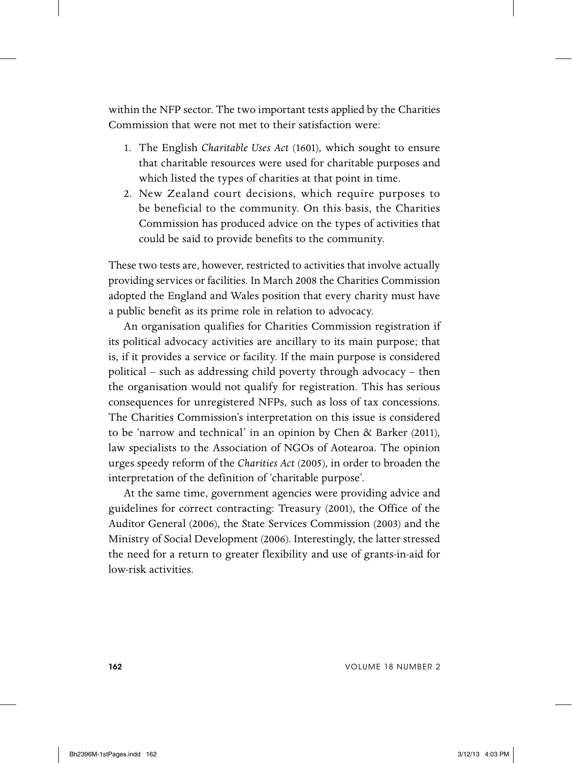within the NFP sector. The two important tests applied by the Charities Commission that were not met to their satisfaction were:

1. The English *Charitable Uses Act* (1601), which sought to ensure that charitable resources were used for charitable purposes and which listed the types of charities at that point in time.
2. New Zealand court decisions, which require purposes to be beneficial to the community. On this basis, the Charities Commission has produced advice on the types of activities that could be said to provide benefits to the community.

These two tests are, however, restricted to activities that involve actually providing services or facilities. In March 2008 the Charities Commission adopted the England and Wales position that every charity must have a public benefit as its prime role in relation to advocacy.

An organisation qualifies for Charities Commission registration if its political advocacy activities are ancillary to its main purpose; that is, if it provides a service or facility. If the main purpose is considered political – such as addressing child poverty through advocacy – then the organisation would not qualify for registration. This has serious consequences for unregistered NFPs, such as loss of tax concessions. The Charities Commission's interpretation on this issue is considered to be 'narrow and technical' in an opinion by Chen & Barker (2011), law specialists to the Association of NGOs of Aotearoa. The opinion urges speedy reform of the *Charities Act* (2005), in order to broaden the interpretation of the definition of 'charitable purpose'.

At the same time, government agencies were providing advice and guidelines for correct contracting: Treasury (2001), the Office of the Auditor General (2006), the State Services Commission (2003) and the Ministry of Social Development (2006). Interestingly, the latter stressed the need for a return to greater flexibility and use of grants-in-aid for low-risk activities.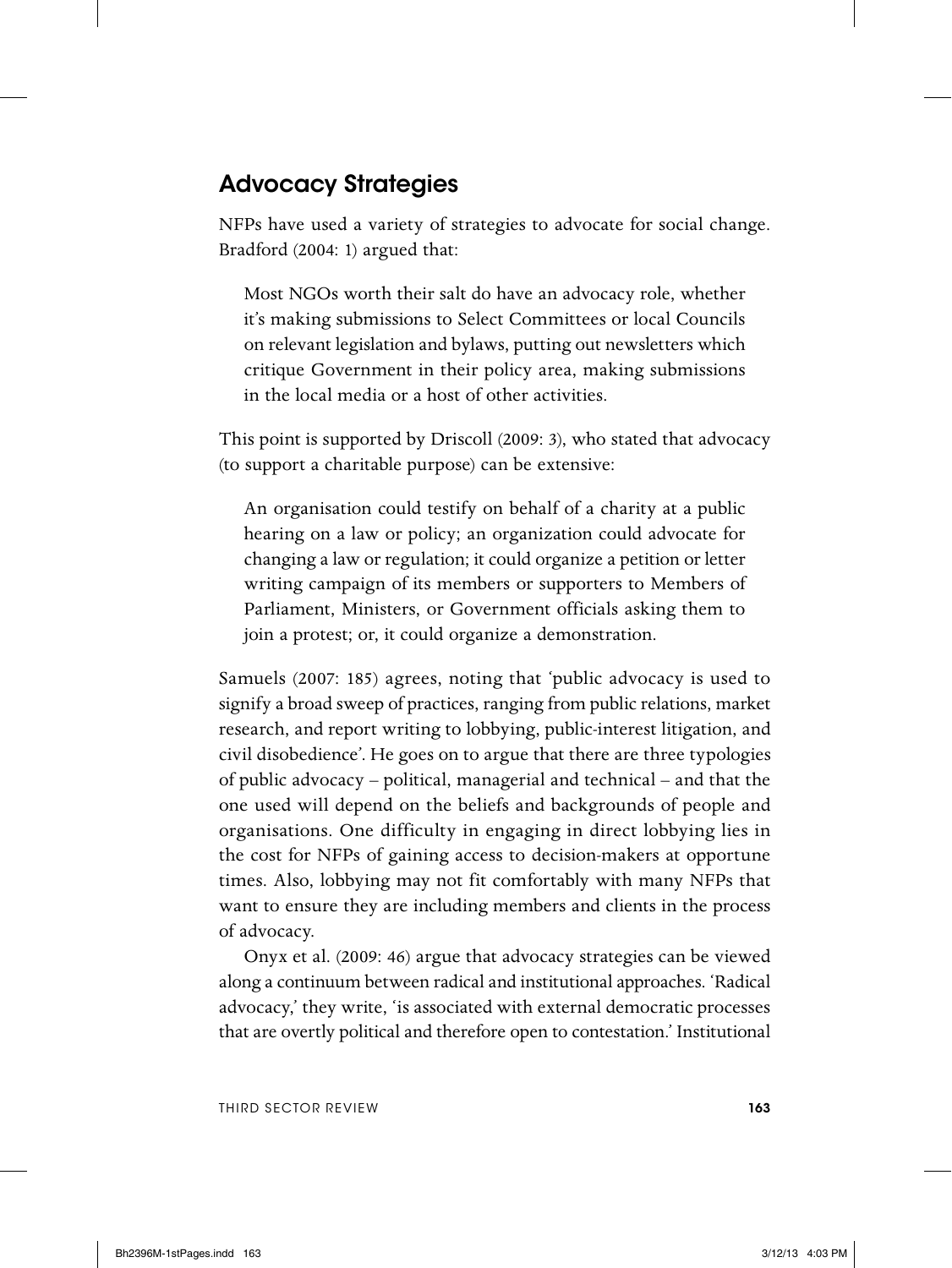## Advocacy Strategies

NFPs have used a variety of strategies to advocate for social change. Bradford (2004: 1) argued that:

> Most NGOs worth their salt do have an advocacy role, whether it's making submissions to Select Committees or local Councils on relevant legislation and bylaws, putting out newsletters which critique Government in their policy area, making submissions in the local media or a host of other activities.

This point is supported by Driscoll (2009: 3), who stated that advocacy (to support a charitable purpose) can be extensive:

> An organisation could testify on behalf of a charity at a public hearing on a law or policy; an organization could advocate for changing a law or regulation; it could organize a petition or letter writing campaign of its members or supporters to Members of Parliament, Ministers, or Government officials asking them to join a protest; or, it could organize a demonstration.

Samuels (2007: 185) agrees, noting that 'public advocacy is used to signify a broad sweep of practices, ranging from public relations, market research, and report writing to lobbying, public-interest litigation, and civil disobedience'. He goes on to argue that there are three typologies of public advocacy – political, managerial and technical – and that the one used will depend on the beliefs and backgrounds of people and organisations. One difficulty in engaging in direct lobbying lies in the cost for NFPs of gaining access to decision-makers at opportune times. Also, lobbying may not fit comfortably with many NFPs that want to ensure they are including members and clients in the process of advocacy.

Onyx et al. (2009: 46) argue that advocacy strategies can be viewed along a continuum between radical and institutional approaches. 'Radical advocacy,' they write, 'is associated with external democratic processes that are overtly political and therefore open to contestation.' Institutional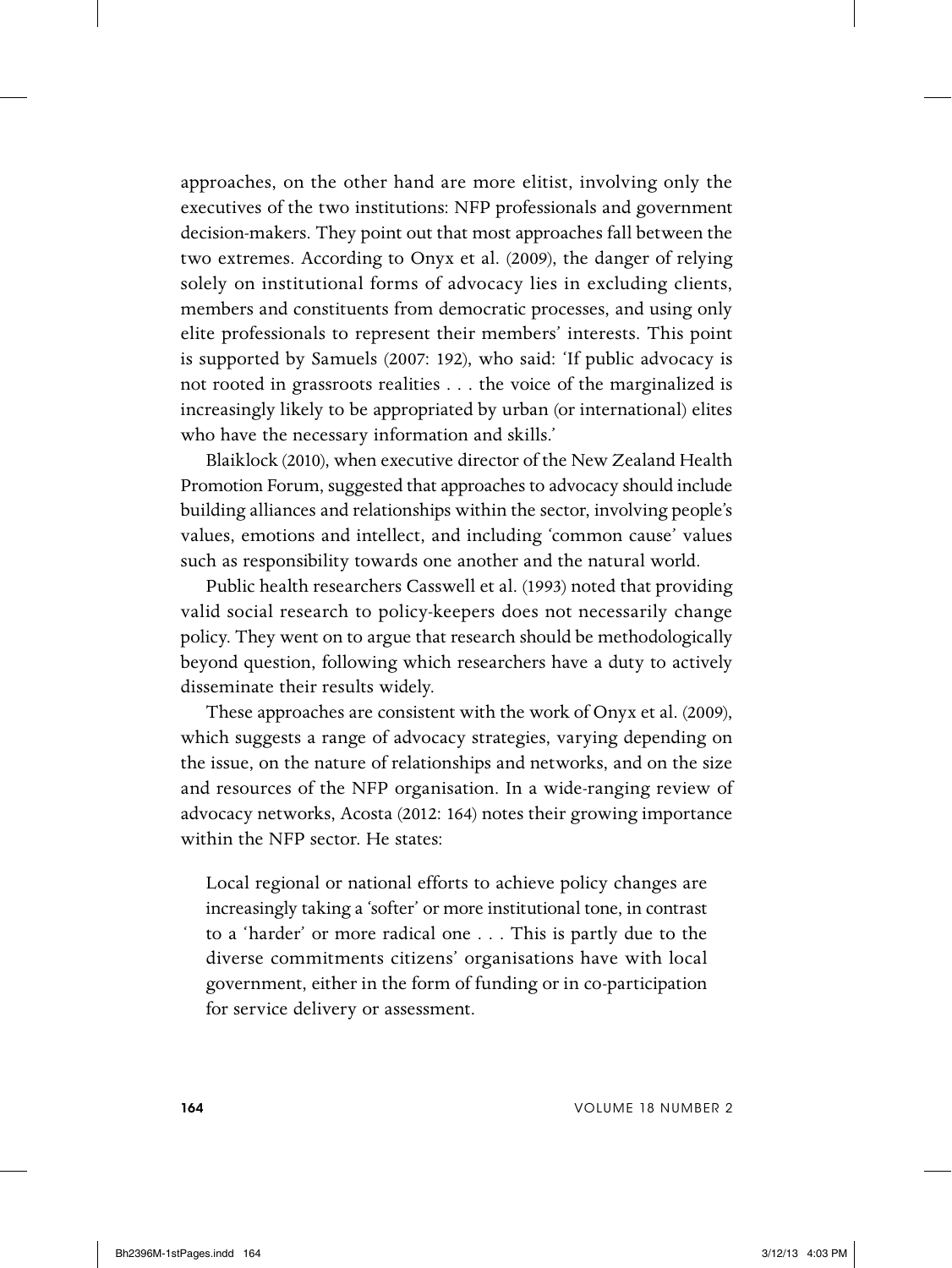approaches, on the other hand are more elitist, involving only the executives of the two institutions: NFP professionals and government decision-makers. They point out that most approaches fall between the two extremes. According to Onyx et al. (2009), the danger of relying solely on institutional forms of advocacy lies in excluding clients, members and constituents from democratic processes, and using only elite professionals to represent their members' interests. This point is supported by Samuels (2007: 192), who said: 'If public advocacy is not rooted in grassroots realities . . . the voice of the marginalized is increasingly likely to be appropriated by urban (or international) elites who have the necessary information and skills.'

Blaiklock (2010), when executive director of the New Zealand Health Promotion Forum, suggested that approaches to advocacy should include building alliances and relationships within the sector, involving people's values, emotions and intellect, and including 'common cause' values such as responsibility towards one another and the natural world.

Public health researchers Casswell et al. (1993) noted that providing valid social research to policy-keepers does not necessarily change policy. They went on to argue that research should be methodologically beyond question, following which researchers have a duty to actively disseminate their results widely.

These approaches are consistent with the work of Onyx et al. (2009), which suggests a range of advocacy strategies, varying depending on the issue, on the nature of relationships and networks, and on the size and resources of the NFP organisation. In a wide-ranging review of advocacy networks, Acosta (2012: 164) notes their growing importance within the NFP sector. He states:

> Local regional or national efforts to achieve policy changes are increasingly taking a 'softer' or more institutional tone, in contrast to a 'harder' or more radical one . . . This is partly due to the diverse commitments citizens' organisations have with local government, either in the form of funding or in co-participation for service delivery or assessment.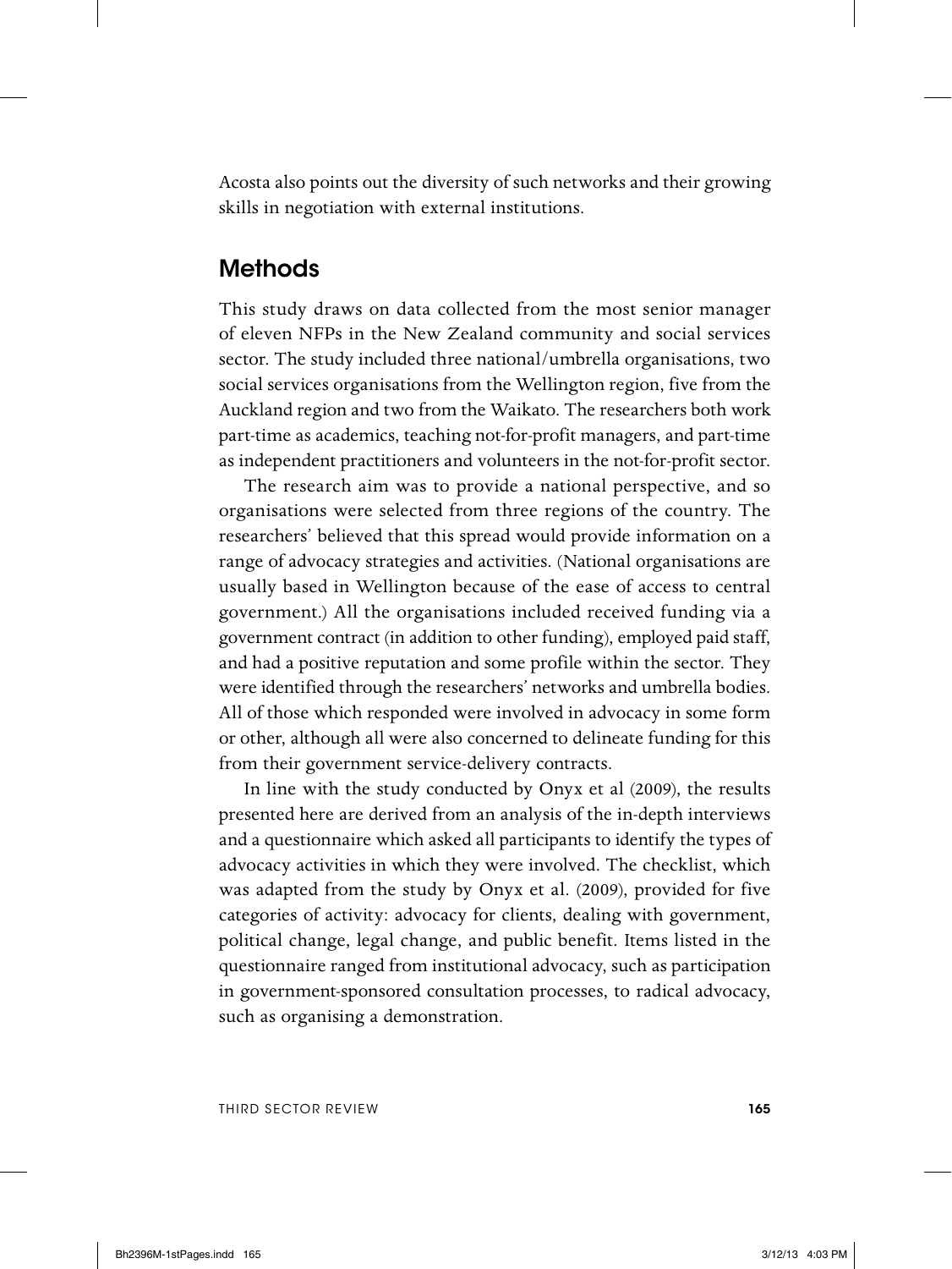Acosta also points out the diversity of such networks and their growing skills in negotiation with external institutions.

## Methods

This study draws on data collected from the most senior manager of eleven NFPs in the New Zealand community and social services sector. The study included three national/umbrella organisations, two social services organisations from the Wellington region, five from the Auckland region and two from the Waikato. The researchers both work part-time as academics, teaching not-for-profit managers, and part-time as independent practitioners and volunteers in the not-for-profit sector.

The research aim was to provide a national perspective, and so organisations were selected from three regions of the country. The researchers' believed that this spread would provide information on a range of advocacy strategies and activities. (National organisations are usually based in Wellington because of the ease of access to central government.) All the organisations included received funding via a government contract (in addition to other funding), employed paid staff, and had a positive reputation and some profile within the sector. They were identified through the researchers' networks and umbrella bodies. All of those which responded were involved in advocacy in some form or other, although all were also concerned to delineate funding for this from their government service-delivery contracts.

In line with the study conducted by Onyx et al (2009), the results presented here are derived from an analysis of the in-depth interviews and a questionnaire which asked all participants to identify the types of advocacy activities in which they were involved. The checklist, which was adapted from the study by Onyx et al. (2009), provided for five categories of activity: advocacy for clients, dealing with government, political change, legal change, and public benefit. Items listed in the questionnaire ranged from institutional advocacy, such as participation in government-sponsored consultation processes, to radical advocacy, such as organising a demonstration.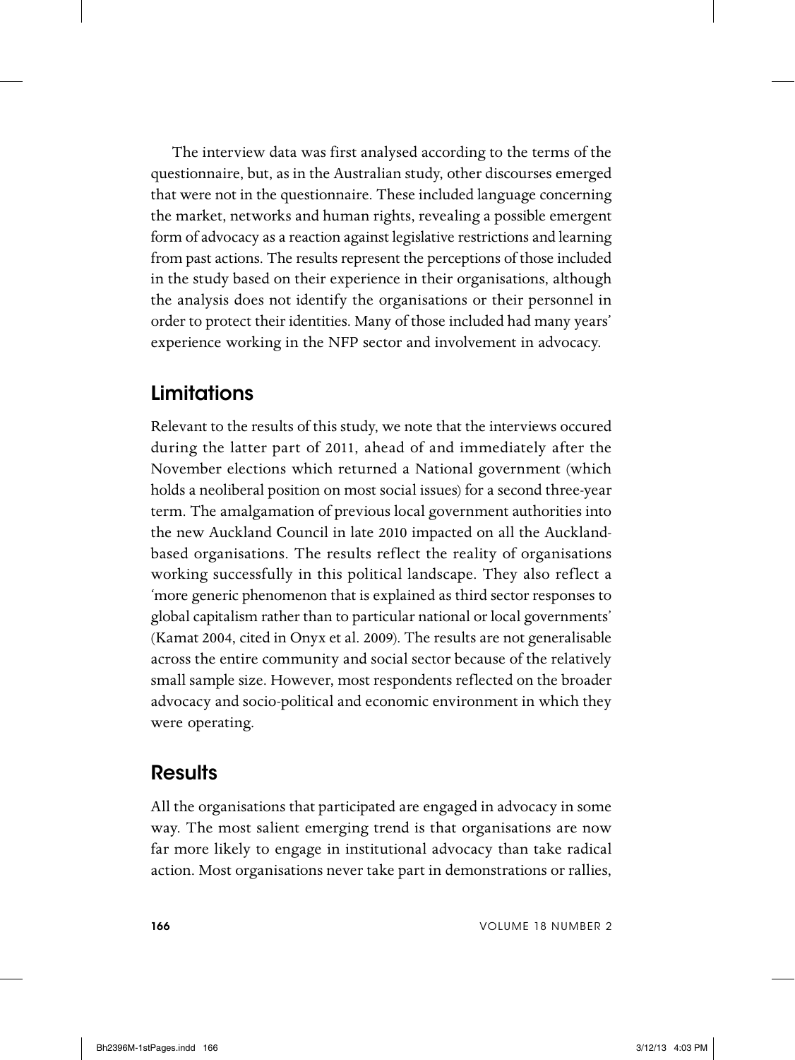The interview data was first analysed according to the terms of the questionnaire, but, as in the Australian study, other discourses emerged that were not in the questionnaire. These included language concerning the market, networks and human rights, revealing a possible emergent form of advocacy as a reaction against legislative restrictions and learning from past actions. The results represent the perceptions of those included in the study based on their experience in their organisations, although the analysis does not identify the organisations or their personnel in order to protect their identities. Many of those included had many years' experience working in the NFP sector and involvement in advocacy.

## Limitations

Relevant to the results of this study, we note that the interviews occured during the latter part of 2011, ahead of and immediately after the November elections which returned a National government (which holds a neoliberal position on most social issues) for a second three-year term. The amalgamation of previous local government authorities into the new Auckland Council in late 2010 impacted on all the Auckland-based organisations. The results reflect the reality of organisations working successfully in this political landscape. They also reflect a 'more generic phenomenon that is explained as third sector responses to global capitalism rather than to particular national or local governments' (Kamat 2004, cited in Onyx et al. 2009). The results are not generalisable across the entire community and social sector because of the relatively small sample size. However, most respondents reflected on the broader advocacy and socio-political and economic environment in which they were operating.

## Results

All the organisations that participated are engaged in advocacy in some way. The most salient emerging trend is that organisations are now far more likely to engage in institutional advocacy than take radical action. Most organisations never take part in demonstrations or rallies,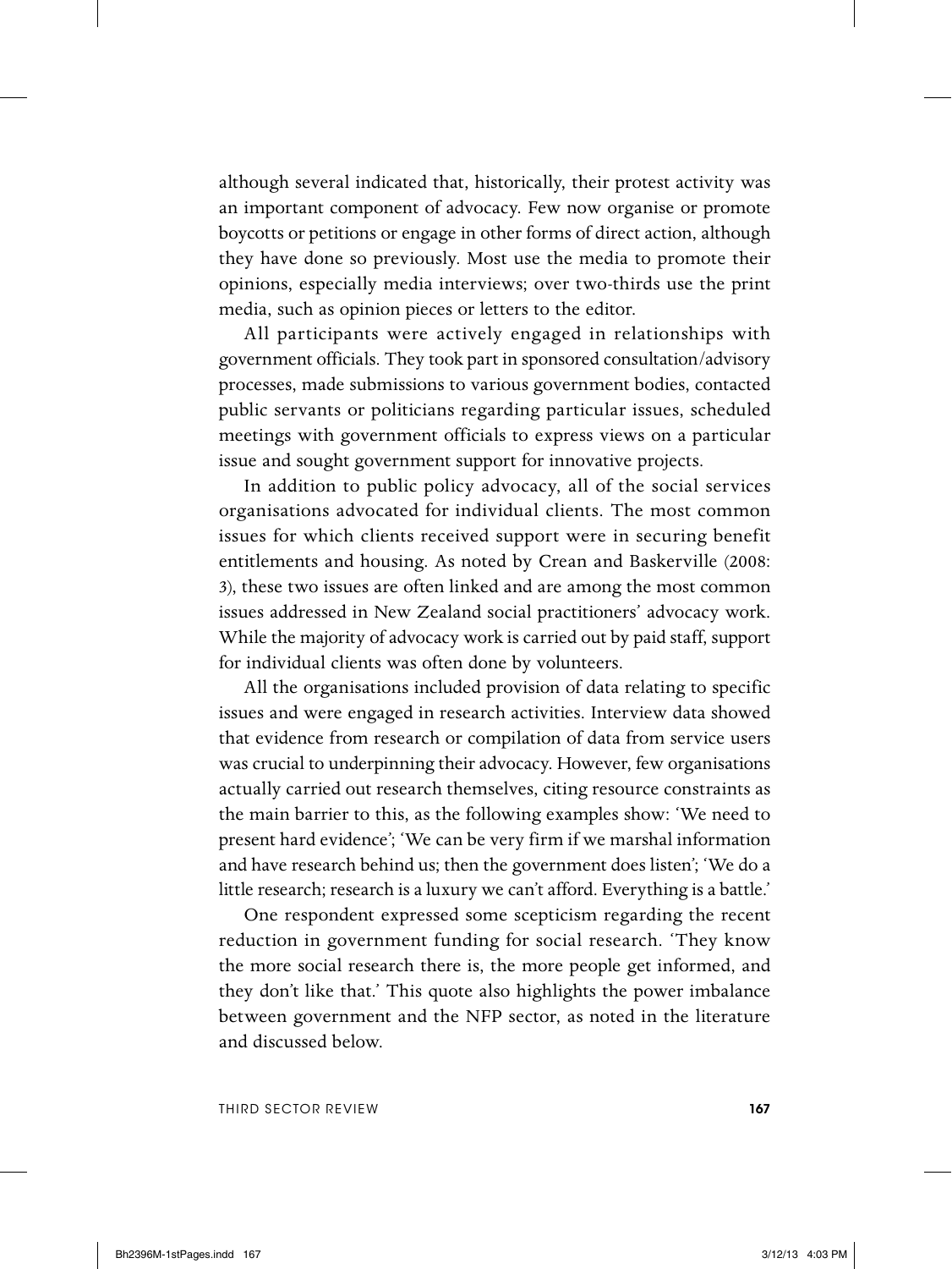although several indicated that, historically, their protest activity was an important component of advocacy. Few now organise or promote boycotts or petitions or engage in other forms of direct action, although they have done so previously. Most use the media to promote their opinions, especially media interviews; over two-thirds use the print media, such as opinion pieces or letters to the editor.

All participants were actively engaged in relationships with government officials. They took part in sponsored consultation/advisory processes, made submissions to various government bodies, contacted public servants or politicians regarding particular issues, scheduled meetings with government officials to express views on a particular issue and sought government support for innovative projects.

In addition to public policy advocacy, all of the social services organisations advocated for individual clients. The most common issues for which clients received support were in securing benefit entitlements and housing. As noted by Crean and Baskerville (2008: 3), these two issues are often linked and are among the most common issues addressed in New Zealand social practitioners' advocacy work. While the majority of advocacy work is carried out by paid staff, support for individual clients was often done by volunteers.

All the organisations included provision of data relating to specific issues and were engaged in research activities. Interview data showed that evidence from research or compilation of data from service users was crucial to underpinning their advocacy. However, few organisations actually carried out research themselves, citing resource constraints as the main barrier to this, as the following examples show: 'We need to present hard evidence'; 'We can be very firm if we marshal information and have research behind us; then the government does listen'; 'We do a little research; research is a luxury we can't afford. Everything is a battle.'

One respondent expressed some scepticism regarding the recent reduction in government funding for social research. 'They know the more social research there is, the more people get informed, and they don't like that.' This quote also highlights the power imbalance between government and the NFP sector, as noted in the literature and discussed below.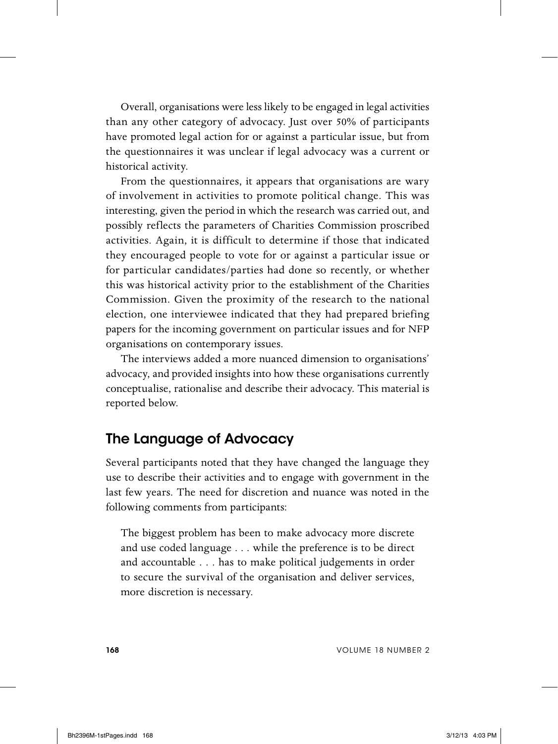Overall, organisations were less likely to be engaged in legal activities than any other category of advocacy. Just over 50% of participants have promoted legal action for or against a particular issue, but from the questionnaires it was unclear if legal advocacy was a current or historical activity.

From the questionnaires, it appears that organisations are wary of involvement in activities to promote political change. This was interesting, given the period in which the research was carried out, and possibly reflects the parameters of Charities Commission proscribed activities. Again, it is difficult to determine if those that indicated they encouraged people to vote for or against a particular issue or for particular candidates/parties had done so recently, or whether this was historical activity prior to the establishment of the Charities Commission. Given the proximity of the research to the national election, one interviewee indicated that they had prepared briefing papers for the incoming government on particular issues and for NFP organisations on contemporary issues.

The interviews added a more nuanced dimension to organisations' advocacy, and provided insights into how these organisations currently conceptualise, rationalise and describe their advocacy. This material is reported below.

## The Language of Advocacy

Several participants noted that they have changed the language they use to describe their activities and to engage with government in the last few years. The need for discretion and nuance was noted in the following comments from participants:

> The biggest problem has been to make advocacy more discrete and use coded language . . . while the preference is to be direct and accountable . . . has to make political judgements in order to secure the survival of the organisation and deliver services, more discretion is necessary.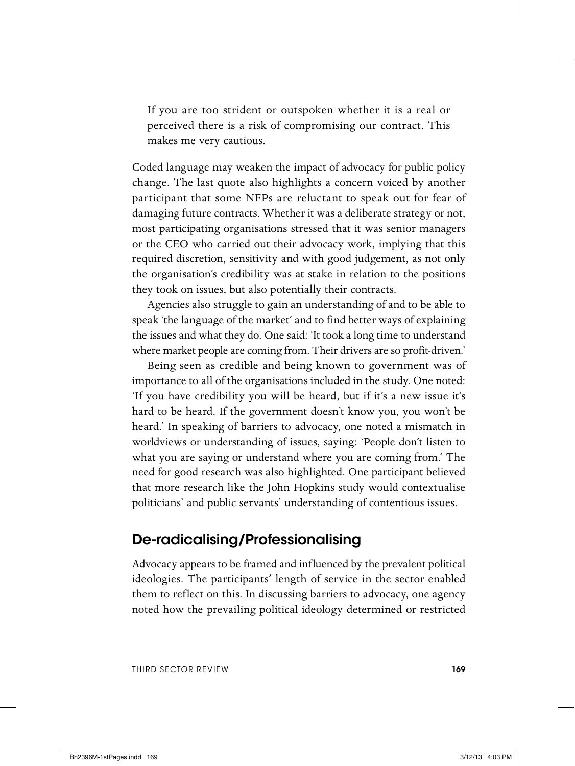> If you are too strident or outspoken whether it is a real or perceived there is a risk of compromising our contract. This makes me very cautious.

Coded language may weaken the impact of advocacy for public policy change. The last quote also highlights a concern voiced by another participant that some NFPs are reluctant to speak out for fear of damaging future contracts. Whether it was a deliberate strategy or not, most participating organisations stressed that it was senior managers or the CEO who carried out their advocacy work, implying that this required discretion, sensitivity and with good judgement, as not only the organisation's credibility was at stake in relation to the positions they took on issues, but also potentially their contracts.

Agencies also struggle to gain an understanding of and to be able to speak 'the language of the market' and to find better ways of explaining the issues and what they do. One said: 'It took a long time to understand where market people are coming from. Their drivers are so profit-driven.'

Being seen as credible and being known to government was of importance to all of the organisations included in the study. One noted: 'If you have credibility you will be heard, but if it's a new issue it's hard to be heard. If the government doesn't know you, you won't be heard.' In speaking of barriers to advocacy, one noted a mismatch in worldviews or understanding of issues, saying: 'People don't listen to what you are saying or understand where you are coming from.' The need for good research was also highlighted. One participant believed that more research like the John Hopkins study would contextualise politicians' and public servants' understanding of contentious issues.

## De-radicalising/Professionalising

Advocacy appears to be framed and influenced by the prevalent political ideologies. The participants' length of service in the sector enabled them to reflect on this. In discussing barriers to advocacy, one agency noted how the prevailing political ideology determined or restricted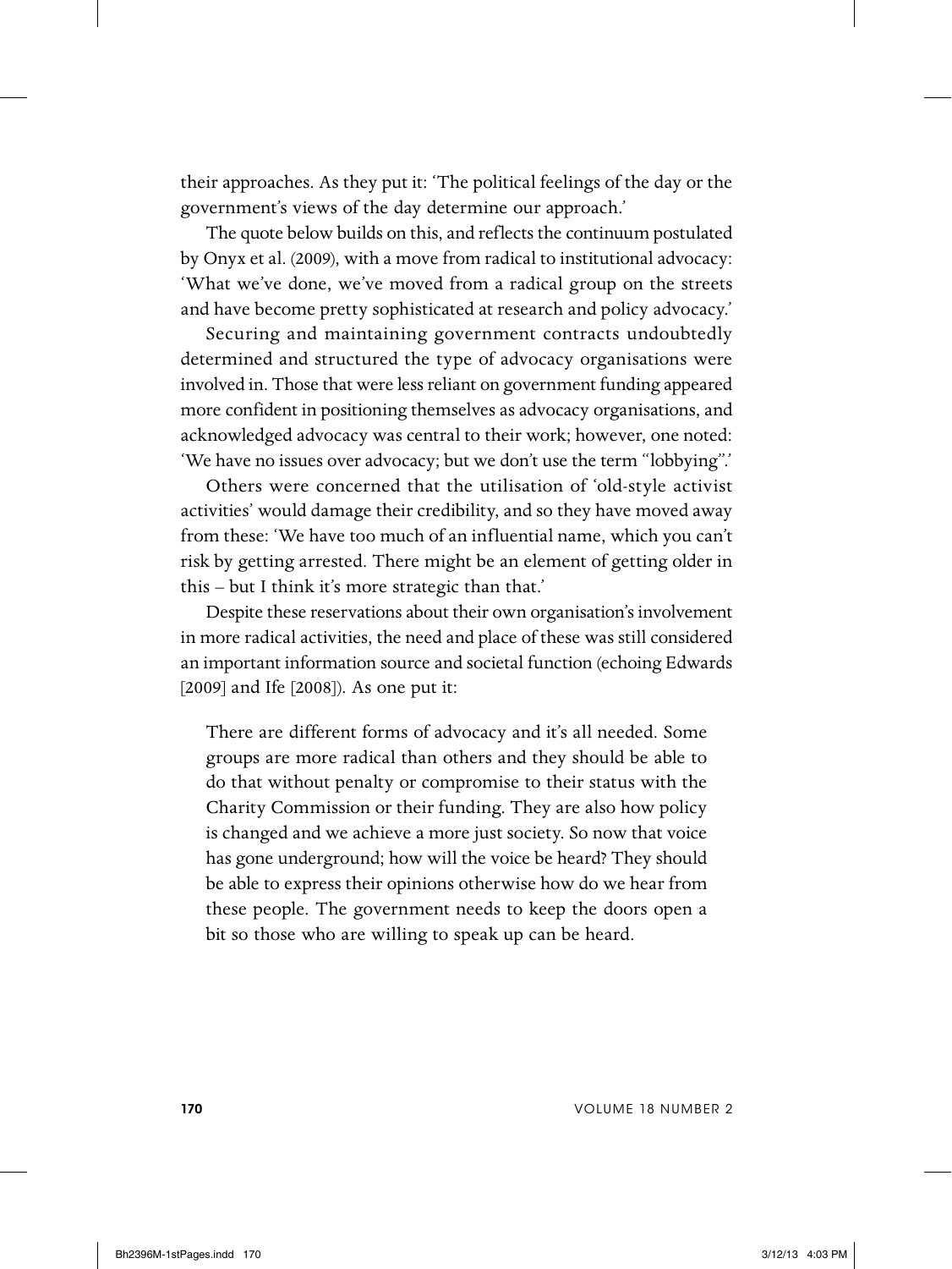their approaches. As they put it: 'The political feelings of the day or the government's views of the day determine our approach.'

The quote below builds on this, and reflects the continuum postulated by Onyx et al. (2009), with a move from radical to institutional advocacy: 'What we've done, we've moved from a radical group on the streets and have become pretty sophisticated at research and policy advocacy.'

Securing and maintaining government contracts undoubtedly determined and structured the type of advocacy organisations were involved in. Those that were less reliant on government funding appeared more confident in positioning themselves as advocacy organisations, and acknowledged advocacy was central to their work; however, one noted: 'We have no issues over advocacy; but we don't use the term "lobbying".'

Others were concerned that the utilisation of 'old-style activist activities' would damage their credibility, and so they have moved away from these: 'We have too much of an influential name, which you can't risk by getting arrested. There might be an element of getting older in this – but I think it's more strategic than that.'

Despite these reservations about their own organisation's involvement in more radical activities, the need and place of these was still considered an important information source and societal function (echoing Edwards [2009] and Ife [2008]). As one put it:

> There are different forms of advocacy and it's all needed. Some groups are more radical than others and they should be able to do that without penalty or compromise to their status with the Charity Commission or their funding. They are also how policy is changed and we achieve a more just society. So now that voice has gone underground; how will the voice be heard? They should be able to express their opinions otherwise how do we hear from these people. The government needs to keep the doors open a bit so those who are willing to speak up can be heard.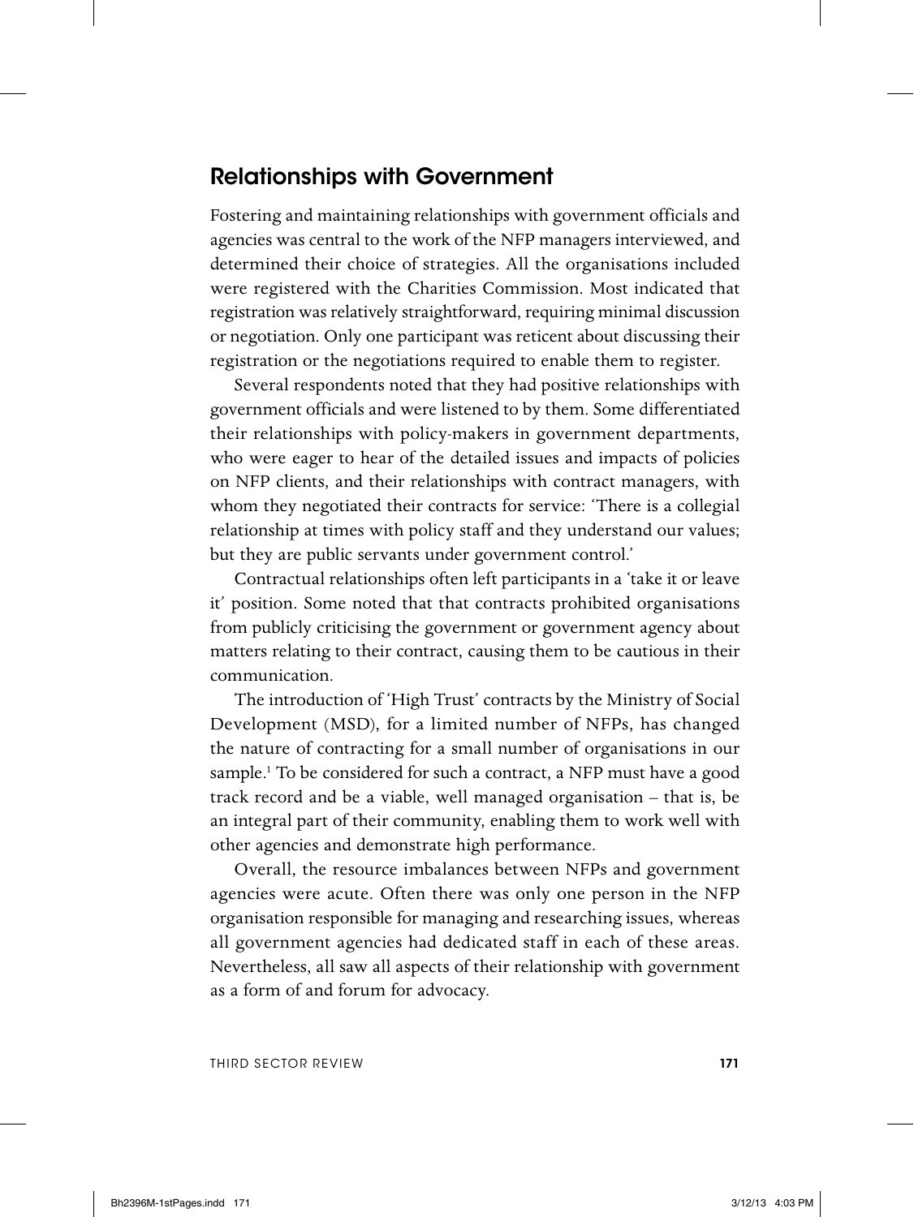## Relationships with Government

Fostering and maintaining relationships with government officials and agencies was central to the work of the NFP managers interviewed, and determined their choice of strategies. All the organisations included were registered with the Charities Commission. Most indicated that registration was relatively straightforward, requiring minimal discussion or negotiation. Only one participant was reticent about discussing their registration or the negotiations required to enable them to register.

Several respondents noted that they had positive relationships with government officials and were listened to by them. Some differentiated their relationships with policy-makers in government departments, who were eager to hear of the detailed issues and impacts of policies on NFP clients, and their relationships with contract managers, with whom they negotiated their contracts for service: 'There is a collegial relationship at times with policy staff and they understand our values; but they are public servants under government control.'

Contractual relationships often left participants in a 'take it or leave it' position. Some noted that that contracts prohibited organisations from publicly criticising the government or government agency about matters relating to their contract, causing them to be cautious in their communication.

The introduction of 'High Trust' contracts by the Ministry of Social Development (MSD), for a limited number of NFPs, has changed the nature of contracting for a small number of organisations in our sample.[1] To be considered for such a contract, a NFP must have a good track record and be a viable, well managed organisation – that is, be an integral part of their community, enabling them to work well with other agencies and demonstrate high performance.

Overall, the resource imbalances between NFPs and government agencies were acute. Often there was only one person in the NFP organisation responsible for managing and researching issues, whereas all government agencies had dedicated staff in each of these areas. Nevertheless, all saw all aspects of their relationship with government as a form of and forum for advocacy.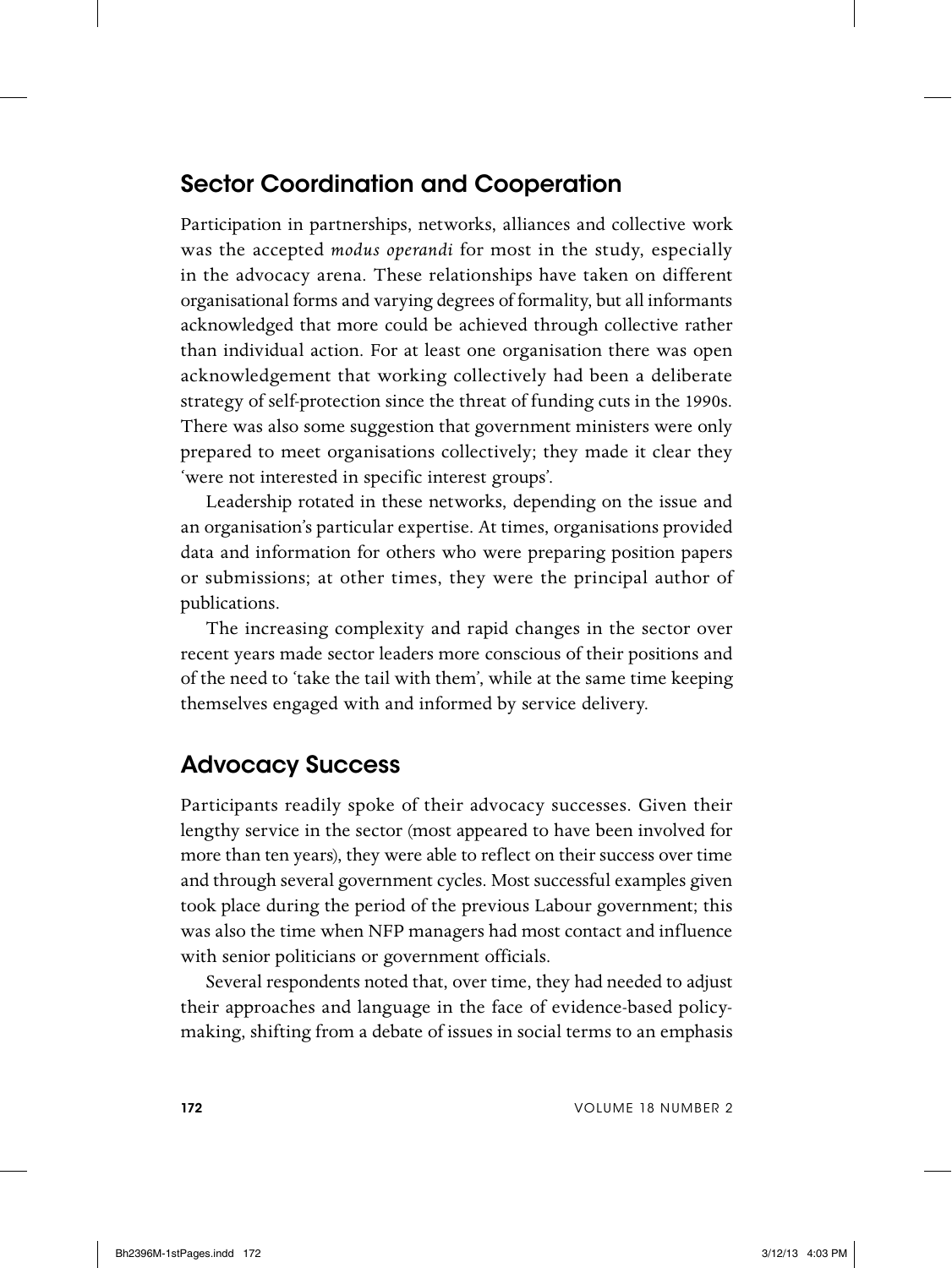## Sector Coordination and Cooperation

Participation in partnerships, networks, alliances and collective work was the accepted *modus operandi* for most in the study, especially in the advocacy arena. These relationships have taken on different organisational forms and varying degrees of formality, but all informants acknowledged that more could be achieved through collective rather than individual action. For at least one organisation there was open acknowledgement that working collectively had been a deliberate strategy of self-protection since the threat of funding cuts in the 1990s. There was also some suggestion that government ministers were only prepared to meet organisations collectively; they made it clear they 'were not interested in specific interest groups'.

Leadership rotated in these networks, depending on the issue and an organisation's particular expertise. At times, organisations provided data and information for others who were preparing position papers or submissions; at other times, they were the principal author of publications.

The increasing complexity and rapid changes in the sector over recent years made sector leaders more conscious of their positions and of the need to 'take the tail with them', while at the same time keeping themselves engaged with and informed by service delivery.

## Advocacy Success

Participants readily spoke of their advocacy successes. Given their lengthy service in the sector (most appeared to have been involved for more than ten years), they were able to reflect on their success over time and through several government cycles. Most successful examples given took place during the period of the previous Labour government; this was also the time when NFP managers had most contact and influence with senior politicians or government officials.

Several respondents noted that, over time, they had needed to adjust their approaches and language in the face of evidence-based policy-making, shifting from a debate of issues in social terms to an emphasis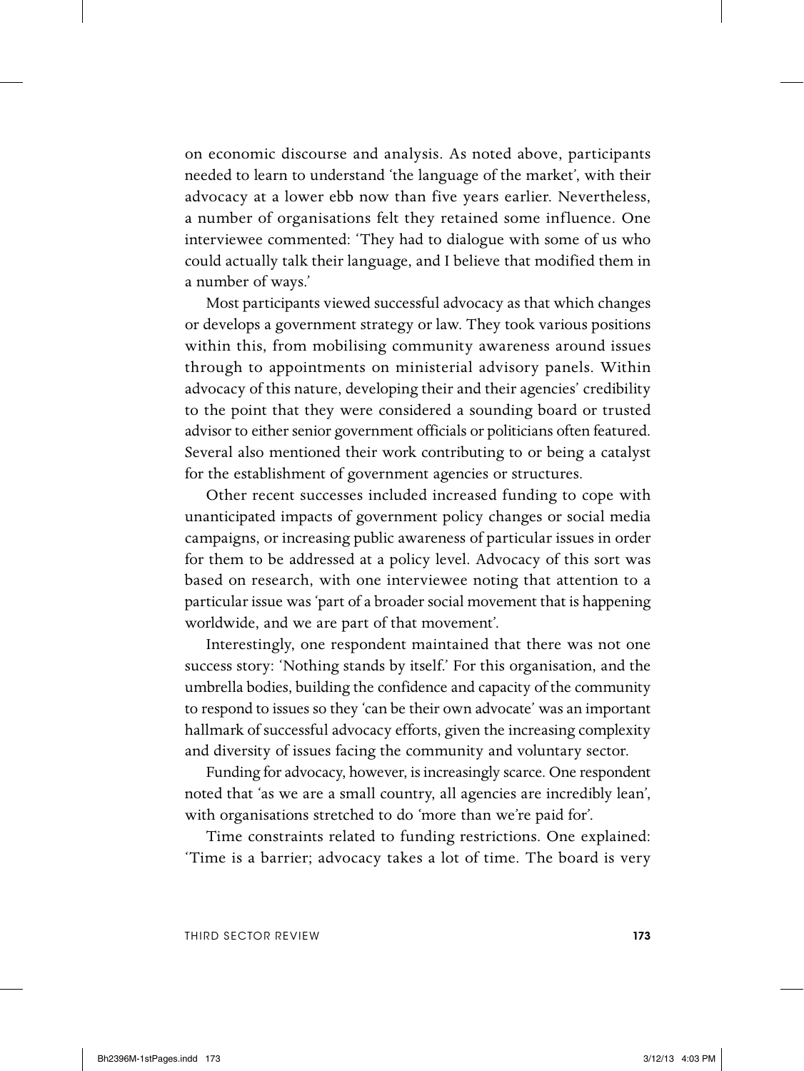on economic discourse and analysis. As noted above, participants needed to learn to understand 'the language of the market', with their advocacy at a lower ebb now than five years earlier. Nevertheless, a number of organisations felt they retained some influence. One interviewee commented: 'They had to dialogue with some of us who could actually talk their language, and I believe that modified them in a number of ways.'

Most participants viewed successful advocacy as that which changes or develops a government strategy or law. They took various positions within this, from mobilising community awareness around issues through to appointments on ministerial advisory panels. Within advocacy of this nature, developing their and their agencies' credibility to the point that they were considered a sounding board or trusted advisor to either senior government officials or politicians often featured. Several also mentioned their work contributing to or being a catalyst for the establishment of government agencies or structures.

Other recent successes included increased funding to cope with unanticipated impacts of government policy changes or social media campaigns, or increasing public awareness of particular issues in order for them to be addressed at a policy level. Advocacy of this sort was based on research, with one interviewee noting that attention to a particular issue was 'part of a broader social movement that is happening worldwide, and we are part of that movement'.

Interestingly, one respondent maintained that there was not one success story: 'Nothing stands by itself.' For this organisation, and the umbrella bodies, building the confidence and capacity of the community to respond to issues so they 'can be their own advocate' was an important hallmark of successful advocacy efforts, given the increasing complexity and diversity of issues facing the community and voluntary sector.

Funding for advocacy, however, is increasingly scarce. One respondent noted that 'as we are a small country, all agencies are incredibly lean', with organisations stretched to do 'more than we're paid for'.

Time constraints related to funding restrictions. One explained: 'Time is a barrier; advocacy takes a lot of time. The board is very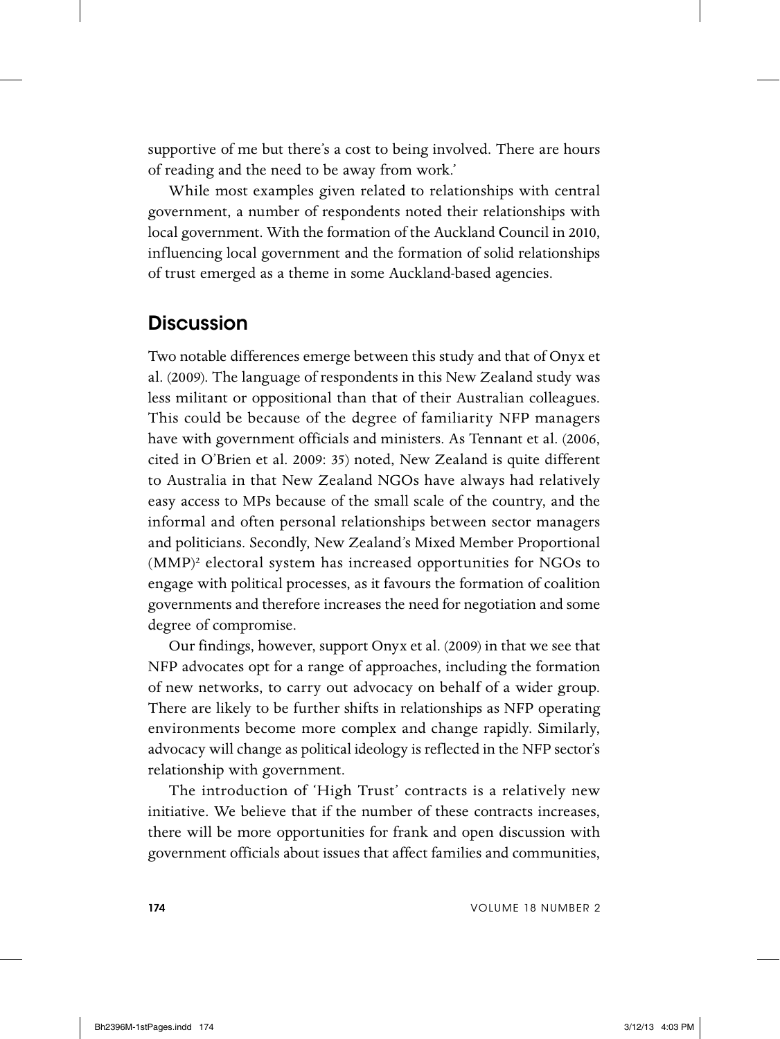supportive of me but there's a cost to being involved. There are hours of reading and the need to be away from work.'

While most examples given related to relationships with central government, a number of respondents noted their relationships with local government. With the formation of the Auckland Council in 2010, influencing local government and the formation of solid relationships of trust emerged as a theme in some Auckland-based agencies.

## Discussion

Two notable differences emerge between this study and that of Onyx et al. (2009). The language of respondents in this New Zealand study was less militant or oppositional than that of their Australian colleagues. This could be because of the degree of familiarity NFP managers have with government officials and ministers. As Tennant et al. (2006, cited in O'Brien et al. 2009: 35) noted, New Zealand is quite different to Australia in that New Zealand NGOs have always had relatively easy access to MPs because of the small scale of the country, and the informal and often personal relationships between sector managers and politicians. Secondly, New Zealand's Mixed Member Proportional (MMP)[2] electoral system has increased opportunities for NGOs to engage with political processes, as it favours the formation of coalition governments and therefore increases the need for negotiation and some degree of compromise.

Our findings, however, support Onyx et al. (2009) in that we see that NFP advocates opt for a range of approaches, including the formation of new networks, to carry out advocacy on behalf of a wider group. There are likely to be further shifts in relationships as NFP operating environments become more complex and change rapidly. Similarly, advocacy will change as political ideology is reflected in the NFP sector's relationship with government.

The introduction of 'High Trust' contracts is a relatively new initiative. We believe that if the number of these contracts increases, there will be more opportunities for frank and open discussion with government officials about issues that affect families and communities,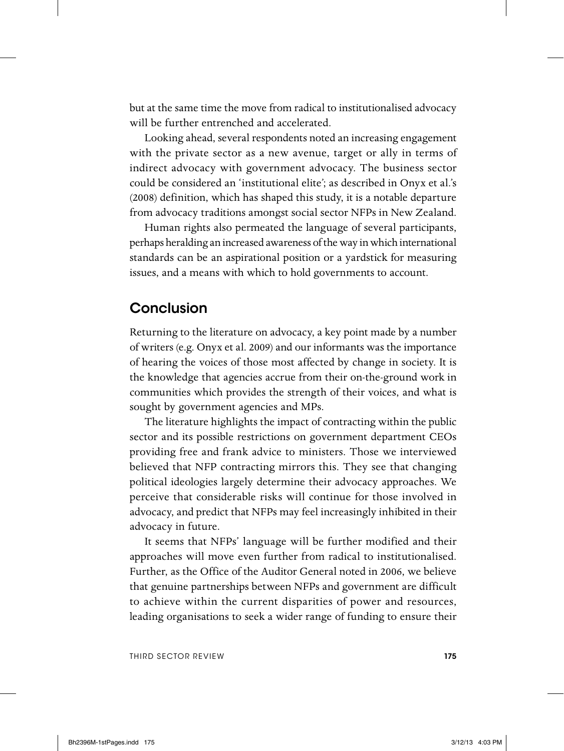but at the same time the move from radical to institutionalised advocacy will be further entrenched and accelerated.

Looking ahead, several respondents noted an increasing engagement with the private sector as a new avenue, target or ally in terms of indirect advocacy with government advocacy. The business sector could be considered an 'institutional elite'; as described in Onyx et al.'s (2008) definition, which has shaped this study, it is a notable departure from advocacy traditions amongst social sector NFPs in New Zealand.

Human rights also permeated the language of several participants, perhaps heralding an increased awareness of the way in which international standards can be an aspirational position or a yardstick for measuring issues, and a means with which to hold governments to account.

## Conclusion

Returning to the literature on advocacy, a key point made by a number of writers (e.g. Onyx et al. 2009) and our informants was the importance of hearing the voices of those most affected by change in society. It is the knowledge that agencies accrue from their on-the-ground work in communities which provides the strength of their voices, and what is sought by government agencies and MPs.

The literature highlights the impact of contracting within the public sector and its possible restrictions on government department CEOs providing free and frank advice to ministers. Those we interviewed believed that NFP contracting mirrors this. They see that changing political ideologies largely determine their advocacy approaches. We perceive that considerable risks will continue for those involved in advocacy, and predict that NFPs may feel increasingly inhibited in their advocacy in future.

It seems that NFPs' language will be further modified and their approaches will move even further from radical to institutionalised. Further, as the Office of the Auditor General noted in 2006, we believe that genuine partnerships between NFPs and government are difficult to achieve within the current disparities of power and resources, leading organisations to seek a wider range of funding to ensure their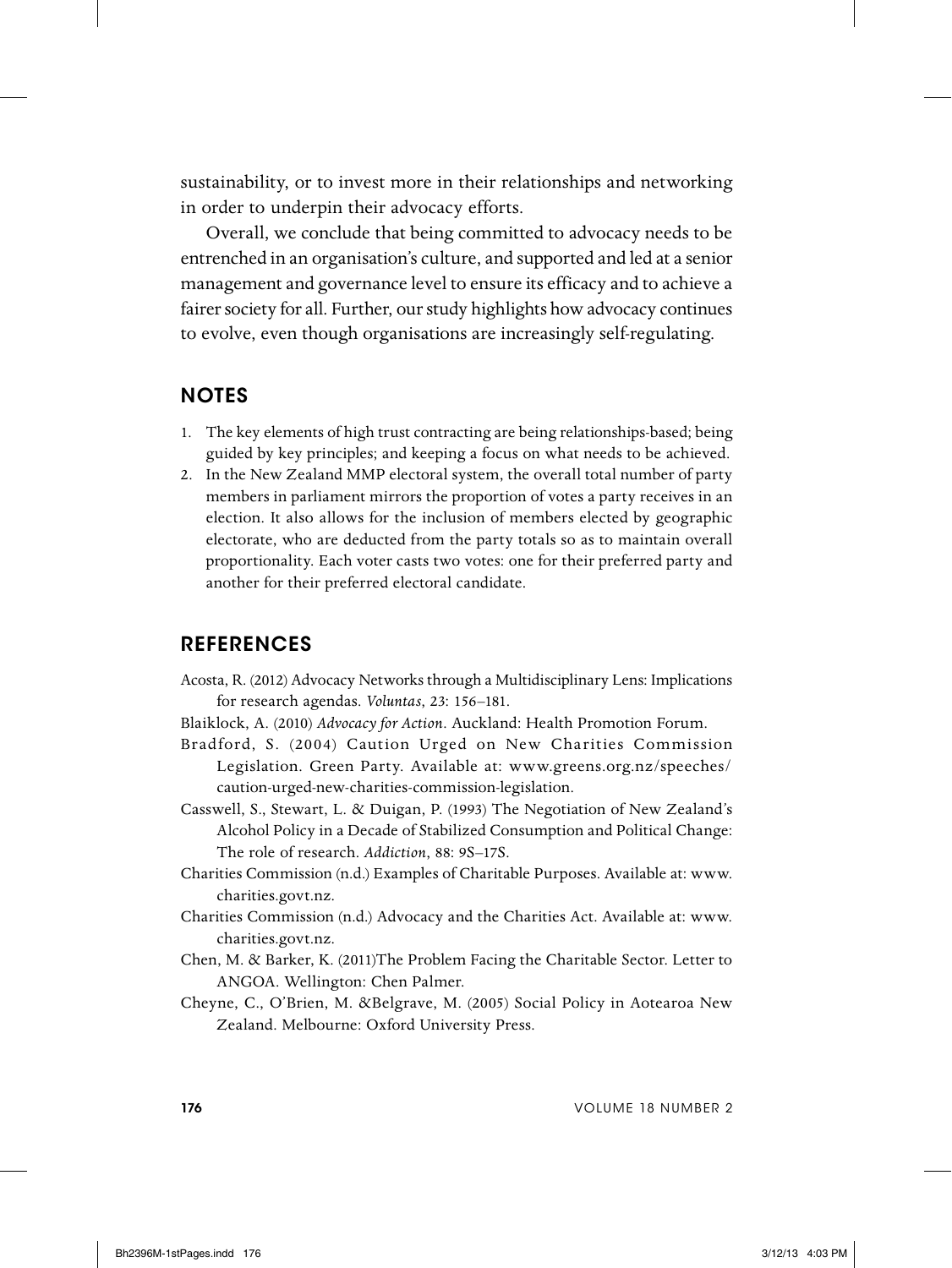sustainability, or to invest more in their relationships and networking in order to underpin their advocacy efforts.

Overall, we conclude that being committed to advocacy needs to be entrenched in an organisation's culture, and supported and led at a senior management and governance level to ensure its efficacy and to achieve a fairer society for all. Further, our study highlights how advocacy continues to evolve, even though organisations are increasingly self-regulating.

## NOTES

1. The key elements of high trust contracting are being relationships-based; being guided by key principles; and keeping a focus on what needs to be achieved.
2. In the New Zealand MMP electoral system, the overall total number of party members in parliament mirrors the proportion of votes a party receives in an election. It also allows for the inclusion of members elected by geographic electorate, who are deducted from the party totals so as to maintain overall proportionality. Each voter casts two votes: one for their preferred party and another for their preferred electoral candidate.

## REFERENCES

Acosta, R. (2012) Advocacy Networks through a Multidisciplinary Lens: Implications for research agendas. *Voluntas*, 23: 156–181.

Blaiklock, A. (2010) *Advocacy for Action*. Auckland: Health Promotion Forum.

Bradford, S. (2004) Caution Urged on New Charities Commission Legislation. Green Party. Available at: www.greens.org.nz/speeches/caution-urged-new-charities-commission-legislation.

Casswell, S., Stewart, L. & Duigan, P. (1993) The Negotiation of New Zealand's Alcohol Policy in a Decade of Stabilized Consumption and Political Change: The role of research. *Addiction*, 88: 9S–17S.

Charities Commission (n.d.) Examples of Charitable Purposes. Available at: www.charities.govt.nz.

Charities Commission (n.d.) Advocacy and the Charities Act. Available at: www.charities.govt.nz.

Chen, M. & Barker, K. (2011)The Problem Facing the Charitable Sector. Letter to ANGOA. Wellington: Chen Palmer.

Cheyne, C., O'Brien, M. &Belgrave, M. (2005) Social Policy in Aotearoa New Zealand. Melbourne: Oxford University Press.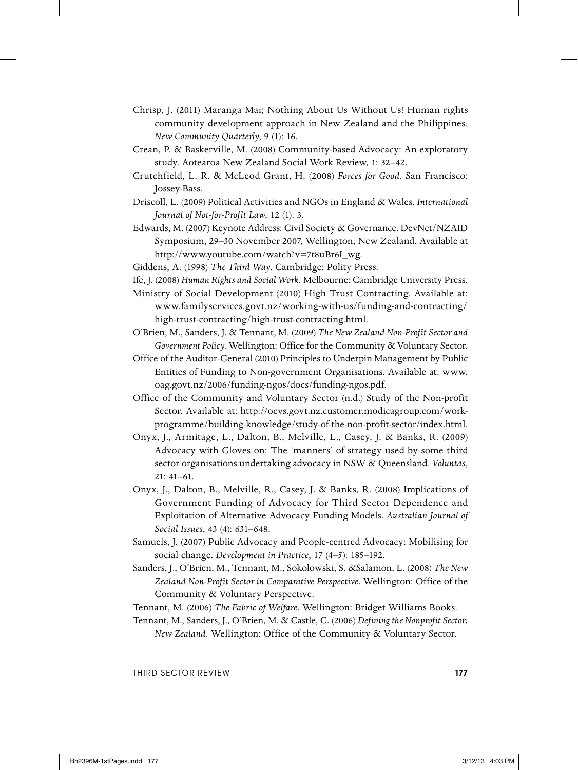Chrisp, J. (2011) Maranga Mai; Nothing About Us Without Us! Human rights community development approach in New Zealand and the Philippines. *New Community Quarterly*, 9 (1): 16.

Crean, P. & Baskerville, M. (2008) Community-based Advocacy: An exploratory study. Aotearoa New Zealand Social Work Review, 1: 32–42.

Crutchfield, L. R. & McLeod Grant, H. (2008) *Forces for Good*. San Francisco: Jossey-Bass.

Driscoll, L. (2009) Political Activities and NGOs in England & Wales. *International Journal of Not-for-Profit Law,* 12 (1): 3.

Edwards, M. (2007) Keynote Address: Civil Society & Governance. DevNet/NZAID Symposium, 29–30 November 2007, Wellington, New Zealand. Available at http://www.youtube.com/watch?v=7t8uBr6I_wg.

Giddens, A. (1998) *The Third Way*. Cambridge: Polity Press.

Ife, J. (2008) *Human Rights and Social Work*. Melbourne: Cambridge University Press.

Ministry of Social Development (2010) High Trust Contracting. Available at: www.familyservices.govt.nz/working-with-us/funding-and-contracting/high-trust-contracting/high-trust-contracting.html.

O'Brien, M., Sanders, J. & Tennant, M. (2009) *The New Zealand Non-Profit Sector and Government Policy*. Wellington: Office for the Community & Voluntary Sector.

Office of the Auditor-General (2010) Principles to Underpin Management by Public Entities of Funding to Non-government Organisations. Available at: www.oag.govt.nz/2006/funding-ngos/docs/funding-ngos.pdf.

Office of the Community and Voluntary Sector (n.d.) Study of the Non-profit Sector. Available at: http://ocvs.govt.nz.customer.modicagroup.com/work-programme/building-knowledge/study-of-the-non-profit-sector/index.html.

Onyx, J., Armitage, L., Dalton, B., Melville, L., Casey, J. & Banks, R. (2009) Advocacy with Gloves on: The 'manners' of strategy used by some third sector organisations undertaking advocacy in NSW & Queensland. *Voluntas*, 21: 41–61.

Onyx, J., Dalton, B., Melville, R., Casey, J. & Banks, R. (2008) Implications of Government Funding of Advocacy for Third Sector Dependence and Exploitation of Alternative Advocacy Funding Models. *Australian Journal of Social Issues*, 43 (4): 631–648.

Samuels, J. (2007) Public Advocacy and People-centred Advocacy: Mobilising for social change. *Development in Practice*, 17 (4–5): 185–192.

Sanders, J., O'Brien, M., Tennant, M., Sokolowski, S. &Salamon, L. (2008) *The New Zealand Non-Profit Sector in Comparative Perspective*. Wellington: Office of the Community & Voluntary Perspective.

Tennant, M. (2006) *The Fabric of Welfare*. Wellington: Bridget Williams Books.

Tennant, M., Sanders, J., O'Brien, M. & Castle, C. (2006) *Defining the Nonprofit Sector: New Zealand*. Wellington: Office of the Community & Voluntary Sector.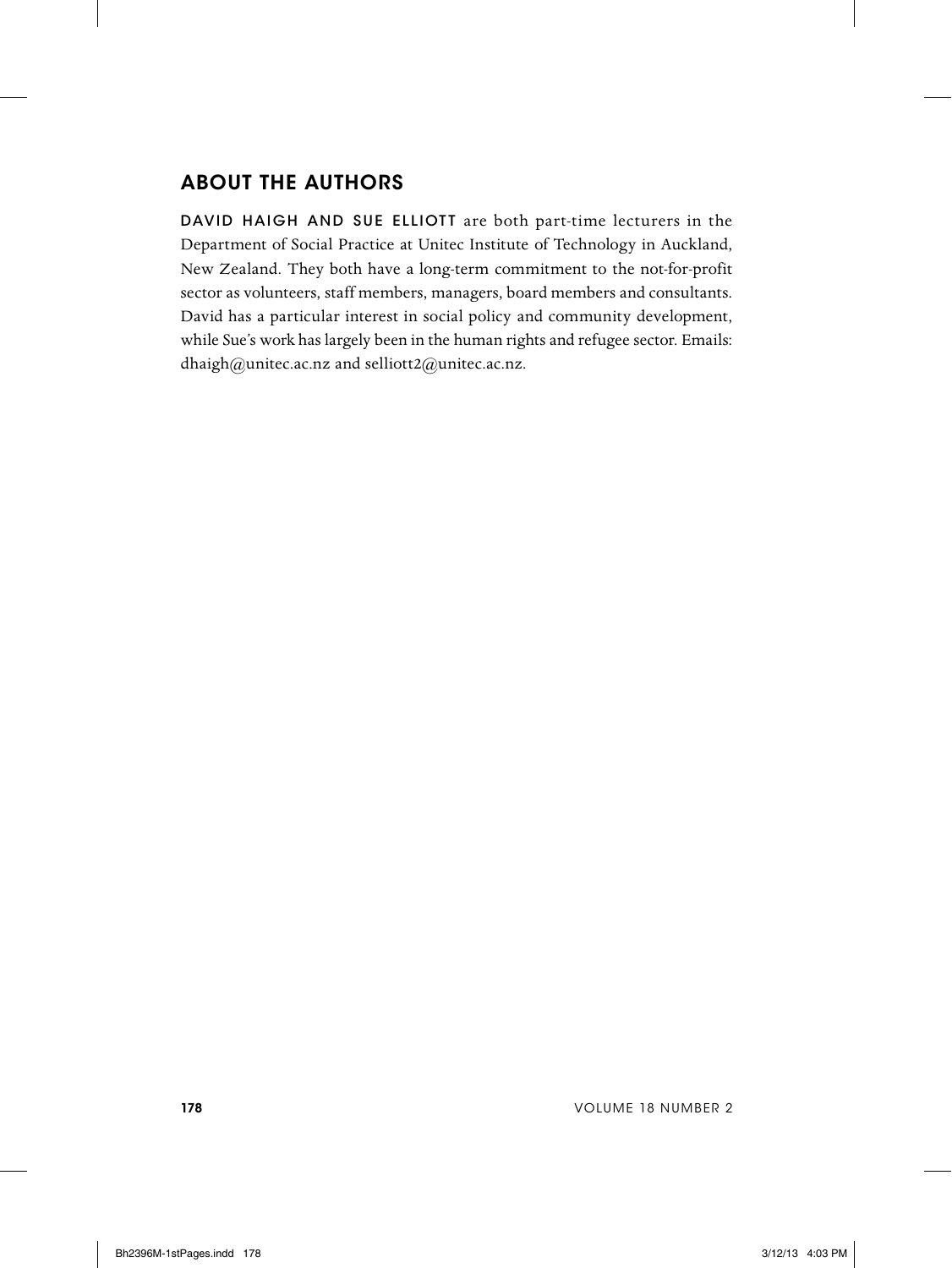## ABOUT THE AUTHORS

**DAVID HAIGH AND SUE ELLIOTT** are both part-time lecturers in the Department of Social Practice at Unitec Institute of Technology in Auckland, New Zealand. They both have a long-term commitment to the not-for-profit sector as volunteers, staff members, managers, board members and consultants. David has a particular interest in social policy and community development, while Sue's work has largely been in the human rights and refugee sector. Emails: dhaigh@unitec.ac.nz and selliott2@unitec.ac.nz.